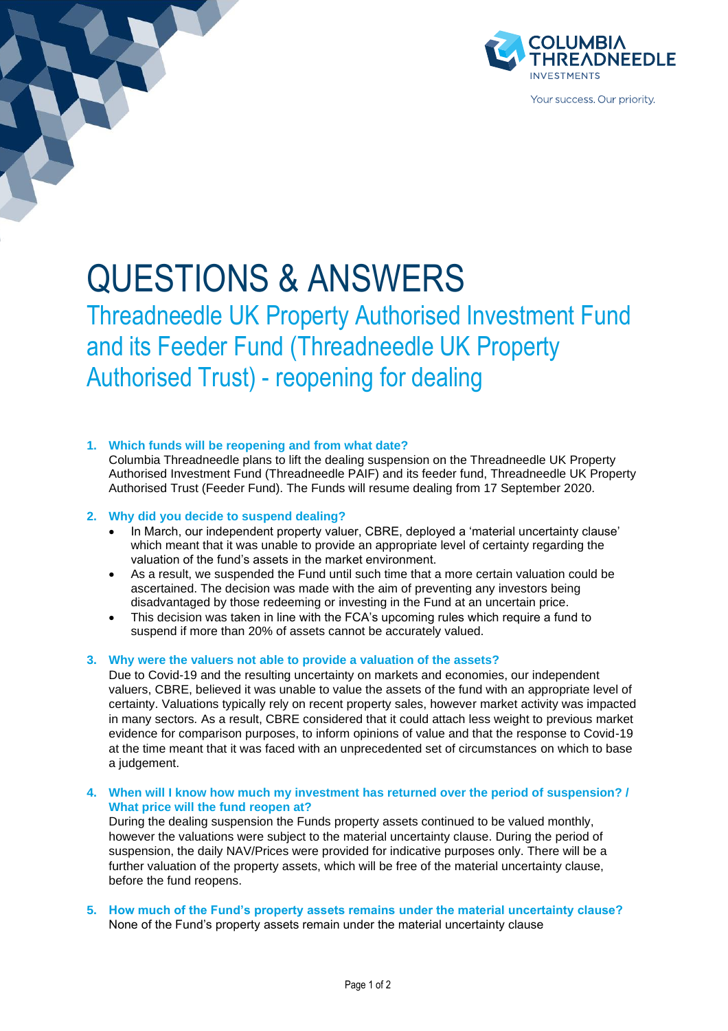# QUESTIONS & ANSWERS

## Threadneedle UK Property Authorised Investment Fund and its Feeder Fund (Threadneedle UK Property Authorised Trust) - reopening for dealing

1. **Which funds will be reopening and from what date?**
   Columbia Threadneedle plans to lift the dealing suspension on the Threadneedle UK Property Authorised Investment Fund (Threadneedle PAIF) and its feeder fund, Threadneedle UK Property Authorised Trust (Feeder Fund). The Funds will resume dealing from 17 September 2020.

2. **Why did you decide to suspend dealing?**
   - In March, our independent property valuer, CBRE, deployed a 'material uncertainty clause' which meant that it was unable to provide an appropriate level of certainty regarding the valuation of the fund's assets in the market environment.
   - As a result, we suspended the Fund until such time that a more certain valuation could be ascertained. The decision was made with the aim of preventing any investors being disadvantaged by those redeeming or investing in the Fund at an uncertain price.
   - This decision was taken in line with the FCA's upcoming rules which require a fund to suspend if more than 20% of assets cannot be accurately valued.

3. **Why were the valuers not able to provide a valuation of the assets?**
   Due to Covid-19 and the resulting uncertainty on markets and economies, our independent valuers, CBRE, believed it was unable to value the assets of the fund with an appropriate level of certainty. Valuations typically rely on recent property sales, however market activity was impacted in many sectors. As a result, CBRE considered that it could attach less weight to previous market evidence for comparison purposes, to inform opinions of value and that the response to Covid-19 at the time meant that it was faced with an unprecedented set of circumstances on which to base a judgement.

4. **When will I know how much my investment has returned over the period of suspension? / What price will the fund reopen at?**
   During the dealing suspension the Funds property assets continued to be valued monthly, however the valuations were subject to the material uncertainty clause. During the period of suspension, the daily NAV/Prices were provided for indicative purposes only. There will be a further valuation of the property assets, which will be free of the material uncertainty clause, before the fund reopens.

5. **How much of the Fund's property assets remains under the material uncertainty clause?**
   None of the Fund's property assets remain under the material uncertainty clause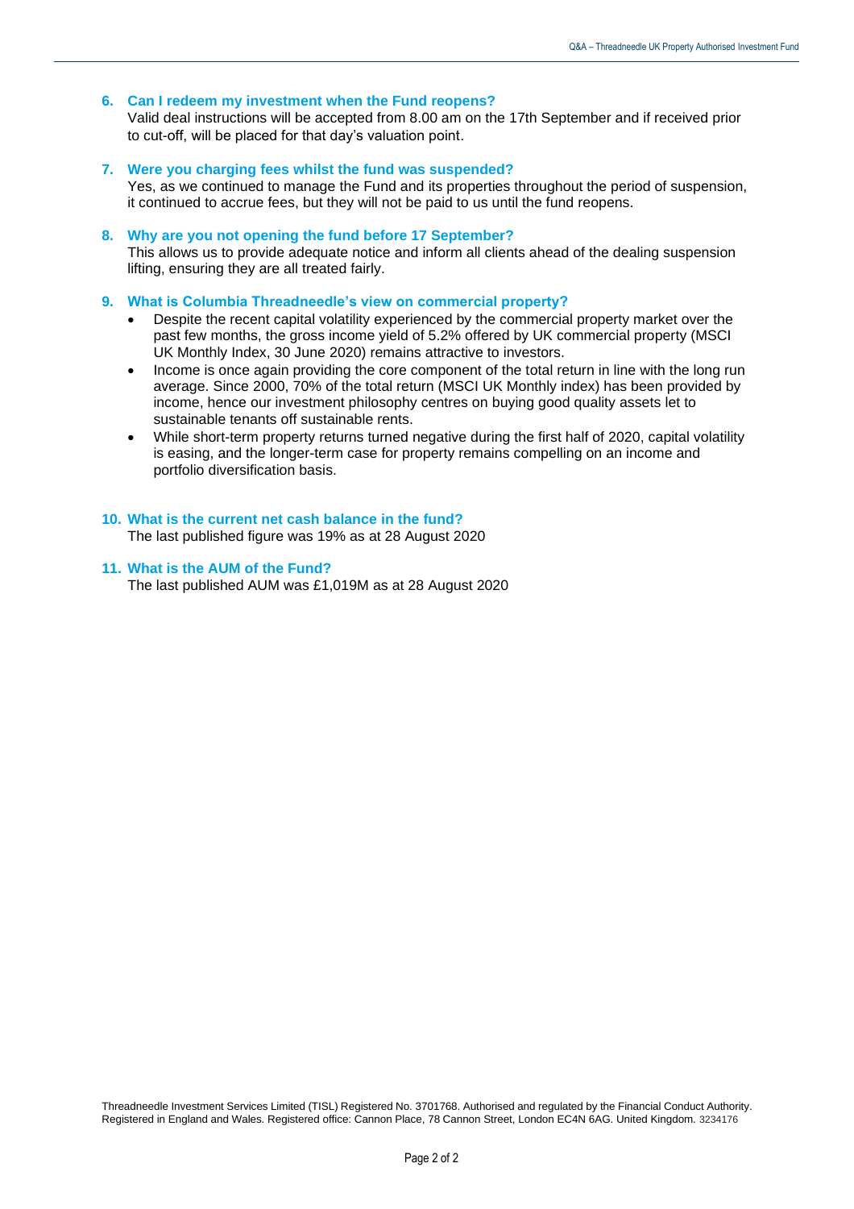**6. Can I redeem my investment when the Fund reopens?**

Valid deal instructions will be accepted from 8.00 am on the 17th September and if received prior to cut-off, will be placed for that day's valuation point.

**7. Were you charging fees whilst the fund was suspended?**

Yes, as we continued to manage the Fund and its properties throughout the period of suspension, it continued to accrue fees, but they will not be paid to us until the fund reopens.

**8. Why are you not opening the fund before 17 September?**

This allows us to provide adequate notice and inform all clients ahead of the dealing suspension lifting, ensuring they are all treated fairly.

**9. What is Columbia Threadneedle's view on commercial property?**

- Despite the recent capital volatility experienced by the commercial property market over the past few months, the gross income yield of 5.2% offered by UK commercial property (MSCI UK Monthly Index, 30 June 2020) remains attractive to investors.
- Income is once again providing the core component of the total return in line with the long run average. Since 2000, 70% of the total return (MSCI UK Monthly index) has been provided by income, hence our investment philosophy centres on buying good quality assets let to sustainable tenants off sustainable rents.
- While short-term property returns turned negative during the first half of 2020, capital volatility is easing, and the longer-term case for property remains compelling on an income and portfolio diversification basis.

**10. What is the current net cash balance in the fund?**

The last published figure was 19% as at 28 August 2020

**11. What is the AUM of the Fund?**

The last published AUM was £1,019M as at 28 August 2020

Threadneedle Investment Services Limited (TISL) Registered No. 3701768. Authorised and regulated by the Financial Conduct Authority. Registered in England and Wales. Registered office: Cannon Place, 78 Cannon Street, London EC4N 6AG. United Kingdom. 3234176